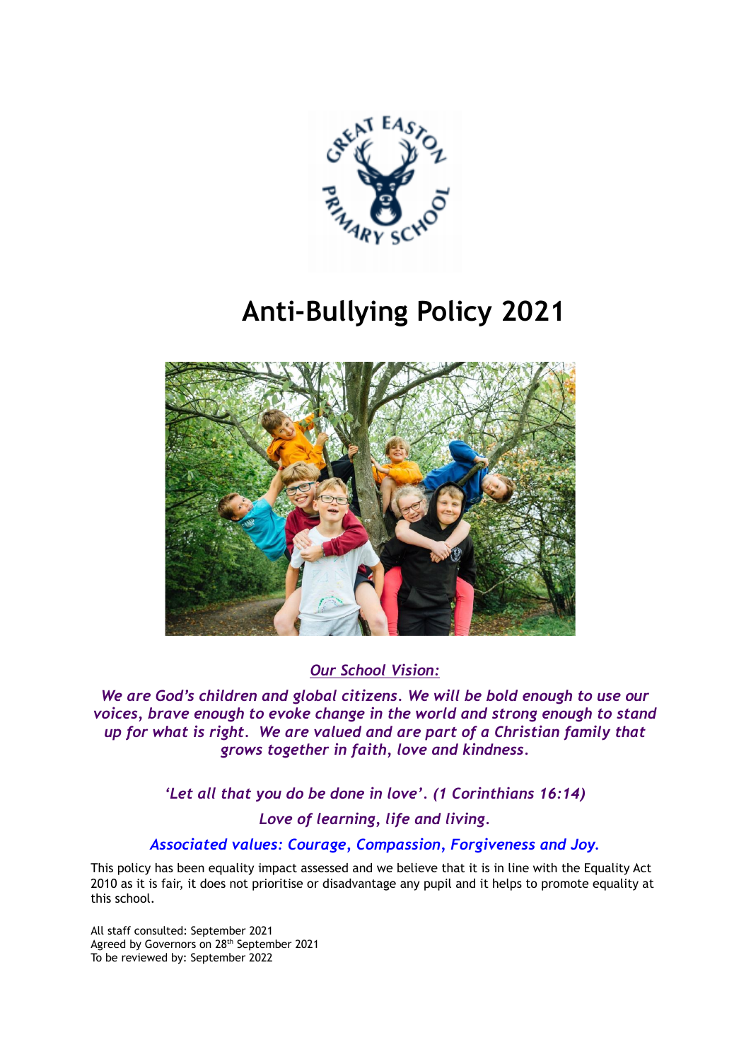# Anti-Bullying Policy 2021

*Our School Vision:*

***We are God's children and global citizens. We will be bold enough to use our voices, brave enough to evoke change in the world and strong enough to stand up for what is right. We are valued and are part of a Christian family that grows together in faith, love and kindness.***

***'Let all that you do be done in love'. (1 Corinthians 16:14)***

***Love of learning, life and living.***

***Associated values: Courage, Compassion, Forgiveness and Joy.***

This policy has been equality impact assessed and we believe that it is in line with the Equality Act 2010 as it is fair, it does not prioritise or disadvantage any pupil and it helps to promote equality at this school.

All staff consulted: September 2021
Agreed by Governors on 28th September 2021
To be reviewed by: September 2022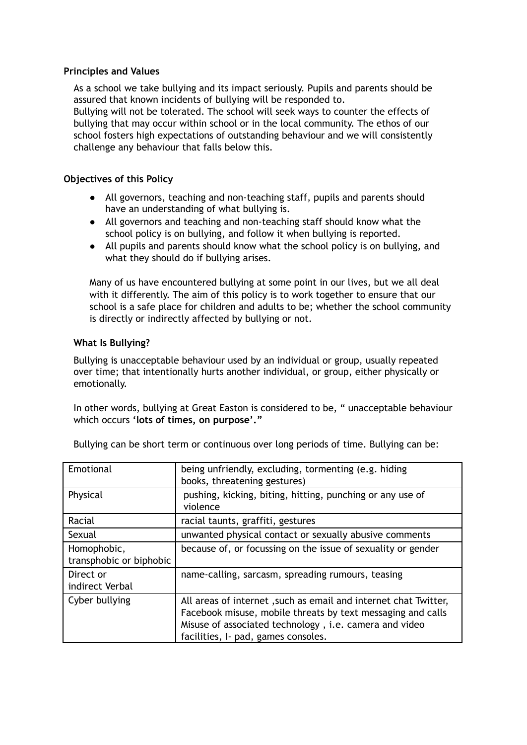### Principles and Values

As a school we take bullying and its impact seriously. Pupils and parents should be assured that known incidents of bullying will be responded to.
Bullying will not be tolerated. The school will seek ways to counter the effects of bullying that may occur within school or in the local community. The ethos of our school fosters high expectations of outstanding behaviour and we will consistently challenge any behaviour that falls below this.

### Objectives of this Policy

- All governors, teaching and non-teaching staff, pupils and parents should have an understanding of what bullying is.
- All governors and teaching and non-teaching staff should know what the school policy is on bullying, and follow it when bullying is reported.
- All pupils and parents should know what the school policy is on bullying, and what they should do if bullying arises.

Many of us have encountered bullying at some point in our lives, but we all deal with it differently. The aim of this policy is to work together to ensure that our school is a safe place for children and adults to be; whether the school community is directly or indirectly affected by bullying or not.

### What Is Bullying?

Bullying is unacceptable behaviour used by an individual or group, usually repeated over time; that intentionally hurts another individual, or group, either physically or emotionally.

In other words, bullying at Great Easton is considered to be, " unacceptable behaviour which occurs **'lots of times, on purpose'."**

Bullying can be short term or continuous over long periods of time. Bullying can be:

| | |
|---|---|
| Emotional | being unfriendly, excluding, tormenting (e.g. hiding books, threatening gestures) |
| Physical | pushing, kicking, biting, hitting, punching or any use of violence |
| Racial | racial taunts, graffiti, gestures |
| Sexual | unwanted physical contact or sexually abusive comments |
| Homophobic, transphobic or biphobic | because of, or focussing on the issue of sexuality or gender |
| Direct or indirect Verbal | name-calling, sarcasm, spreading rumours, teasing |
| Cyber bullying | All areas of internet ,such as email and internet chat Twitter, Facebook misuse, mobile threats by text messaging and calls Misuse of associated technology , i.e. camera and video facilities, I- pad, games consoles. |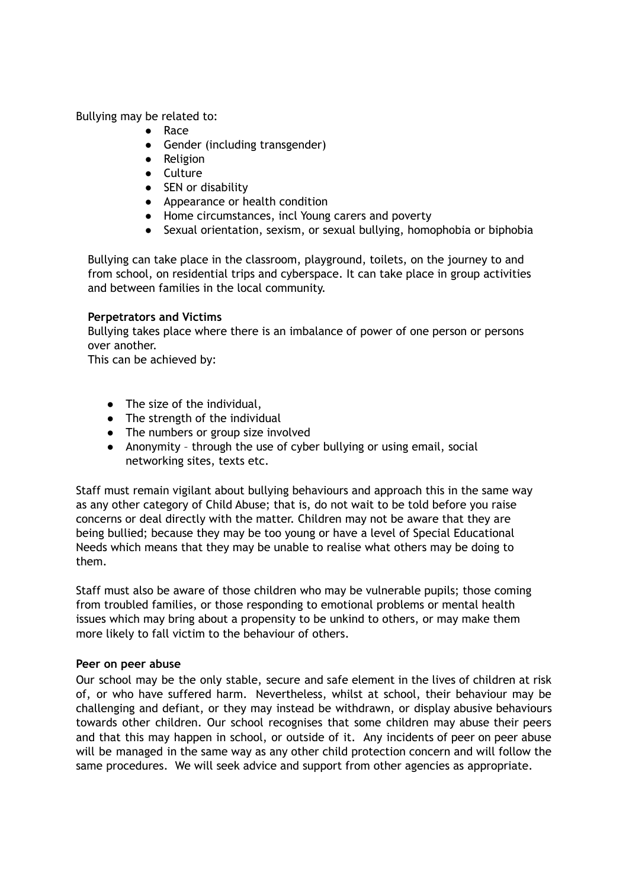Bullying may be related to:

- Race
- Gender (including transgender)
- Religion
- Culture
- SEN or disability
- Appearance or health condition
- Home circumstances, incl Young carers and poverty
- Sexual orientation, sexism, or sexual bullying, homophobia or biphobia

Bullying can take place in the classroom, playground, toilets, on the journey to and from school, on residential trips and cyberspace. It can take place in group activities and between families in the local community.

**Perpetrators and Victims**

Bullying takes place where there is an imbalance of power of one person or persons over another.

This can be achieved by:

- The size of the individual,
- The strength of the individual
- The numbers or group size involved
- Anonymity – through the use of cyber bullying or using email, social networking sites, texts etc.

Staff must remain vigilant about bullying behaviours and approach this in the same way as any other category of Child Abuse; that is, do not wait to be told before you raise concerns or deal directly with the matter. Children may not be aware that they are being bullied; because they may be too young or have a level of Special Educational Needs which means that they may be unable to realise what others may be doing to them.

Staff must also be aware of those children who may be vulnerable pupils; those coming from troubled families, or those responding to emotional problems or mental health issues which may bring about a propensity to be unkind to others, or may make them more likely to fall victim to the behaviour of others.

**Peer on peer abuse**

Our school may be the only stable, secure and safe element in the lives of children at risk of, or who have suffered harm. Nevertheless, whilst at school, their behaviour may be challenging and defiant, or they may instead be withdrawn, or display abusive behaviours towards other children. Our school recognises that some children may abuse their peers and that this may happen in school, or outside of it. Any incidents of peer on peer abuse will be managed in the same way as any other child protection concern and will follow the same procedures. We will seek advice and support from other agencies as appropriate.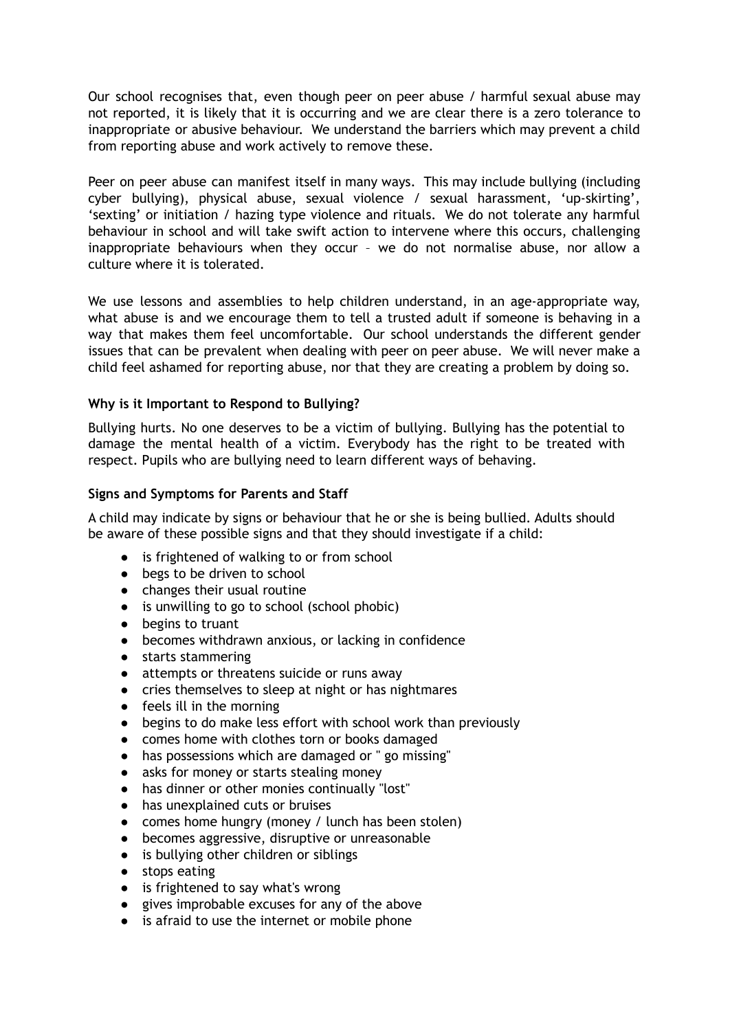Our school recognises that, even though peer on peer abuse / harmful sexual abuse may not reported, it is likely that it is occurring and we are clear there is a zero tolerance to inappropriate or abusive behaviour. We understand the barriers which may prevent a child from reporting abuse and work actively to remove these.

Peer on peer abuse can manifest itself in many ways. This may include bullying (including cyber bullying), physical abuse, sexual violence / sexual harassment, 'up-skirting', 'sexting' or initiation / hazing type violence and rituals. We do not tolerate any harmful behaviour in school and will take swift action to intervene where this occurs, challenging inappropriate behaviours when they occur – we do not normalise abuse, nor allow a culture where it is tolerated.

We use lessons and assemblies to help children understand, in an age-appropriate way, what abuse is and we encourage them to tell a trusted adult if someone is behaving in a way that makes them feel uncomfortable. Our school understands the different gender issues that can be prevalent when dealing with peer on peer abuse. We will never make a child feel ashamed for reporting abuse, nor that they are creating a problem by doing so.

**Why is it Important to Respond to Bullying?**

Bullying hurts. No one deserves to be a victim of bullying. Bullying has the potential to damage the mental health of a victim. Everybody has the right to be treated with respect. Pupils who are bullying need to learn different ways of behaving.

**Signs and Symptoms for Parents and Staff**

A child may indicate by signs or behaviour that he or she is being bullied. Adults should be aware of these possible signs and that they should investigate if a child:

- is frightened of walking to or from school
- begs to be driven to school
- changes their usual routine
- is unwilling to go to school (school phobic)
- begins to truant
- becomes withdrawn anxious, or lacking in confidence
- starts stammering
- attempts or threatens suicide or runs away
- cries themselves to sleep at night or has nightmares
- feels ill in the morning
- begins to do make less effort with school work than previously
- comes home with clothes torn or books damaged
- has possessions which are damaged or " go missing"
- asks for money or starts stealing money
- has dinner or other monies continually "lost"
- has unexplained cuts or bruises
- comes home hungry (money / lunch has been stolen)
- becomes aggressive, disruptive or unreasonable
- is bullying other children or siblings
- stops eating
- is frightened to say what's wrong
- gives improbable excuses for any of the above
- is afraid to use the internet or mobile phone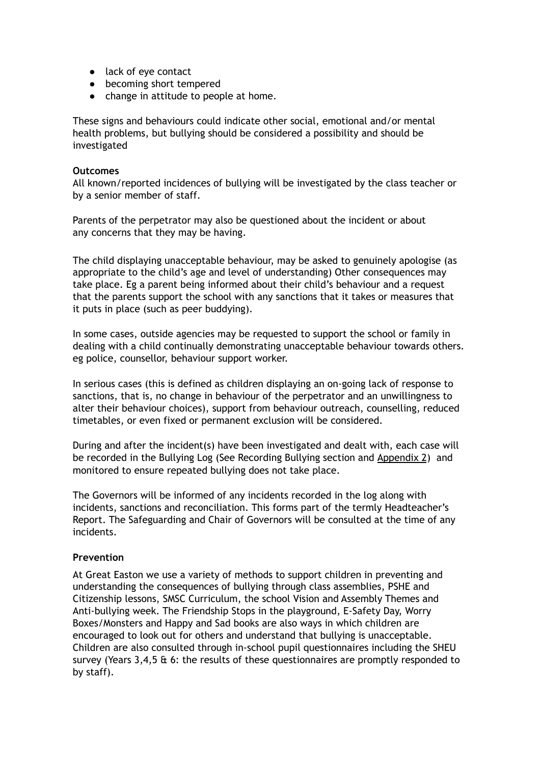- lack of eye contact
- becoming short tempered
- change in attitude to people at home.

These signs and behaviours could indicate other social, emotional and/or mental health problems, but bullying should be considered a possibility and should be investigated

**Outcomes**

All known/reported incidences of bullying will be investigated by the class teacher or by a senior member of staff.

Parents of the perpetrator may also be questioned about the incident or about any concerns that they may be having.

The child displaying unacceptable behaviour, may be asked to genuinely apologise (as appropriate to the child's age and level of understanding) Other consequences may take place. Eg a parent being informed about their child's behaviour and a request that the parents support the school with any sanctions that it takes or measures that it puts in place (such as peer buddying).

In some cases, outside agencies may be requested to support the school or family in dealing with a child continually demonstrating unacceptable behaviour towards others. eg police, counsellor, behaviour support worker.

In serious cases (this is defined as children displaying an on-going lack of response to sanctions, that is, no change in behaviour of the perpetrator and an unwillingness to alter their behaviour choices), support from behaviour outreach, counselling, reduced timetables, or even fixed or permanent exclusion will be considered.

During and after the incident(s) have been investigated and dealt with, each case will be recorded in the Bullying Log (See Recording Bullying section and Appendix 2) and monitored to ensure repeated bullying does not take place.

The Governors will be informed of any incidents recorded in the log along with incidents, sanctions and reconciliation. This forms part of the termly Headteacher's Report. The Safeguarding and Chair of Governors will be consulted at the time of any incidents.

**Prevention**

At Great Easton we use a variety of methods to support children in preventing and understanding the consequences of bullying through class assemblies, PSHE and Citizenship lessons, SMSC Curriculum, the school Vision and Assembly Themes and Anti-bullying week. The Friendship Stops in the playground, E-Safety Day, Worry Boxes/Monsters and Happy and Sad books are also ways in which children are encouraged to look out for others and understand that bullying is unacceptable. Children are also consulted through in-school pupil questionnaires including the SHEU survey (Years 3,4,5 & 6: the results of these questionnaires are promptly responded to by staff).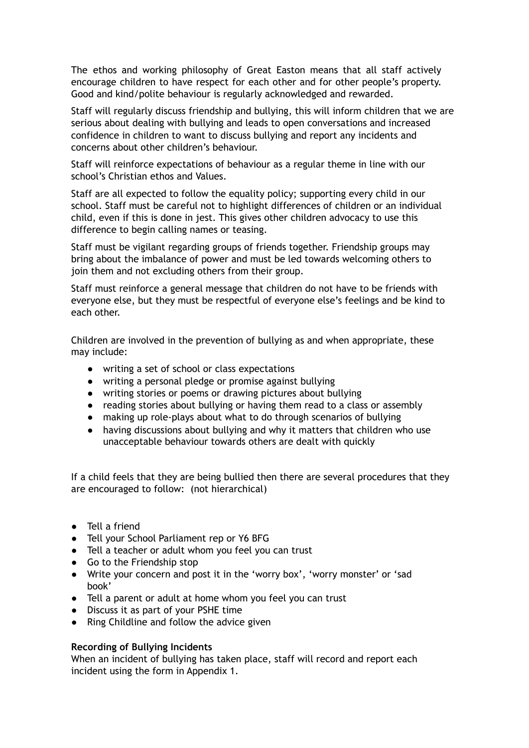The ethos and working philosophy of Great Easton means that all staff actively encourage children to have respect for each other and for other people's property. Good and kind/polite behaviour is regularly acknowledged and rewarded.

Staff will regularly discuss friendship and bullying, this will inform children that we are serious about dealing with bullying and leads to open conversations and increased confidence in children to want to discuss bullying and report any incidents and concerns about other children's behaviour.

Staff will reinforce expectations of behaviour as a regular theme in line with our school's Christian ethos and Values.

Staff are all expected to follow the equality policy; supporting every child in our school. Staff must be careful not to highlight differences of children or an individual child, even if this is done in jest. This gives other children advocacy to use this difference to begin calling names or teasing.

Staff must be vigilant regarding groups of friends together. Friendship groups may bring about the imbalance of power and must be led towards welcoming others to join them and not excluding others from their group.

Staff must reinforce a general message that children do not have to be friends with everyone else, but they must be respectful of everyone else's feelings and be kind to each other.

Children are involved in the prevention of bullying as and when appropriate, these may include:

- writing a set of school or class expectations
- writing a personal pledge or promise against bullying
- writing stories or poems or drawing pictures about bullying
- reading stories about bullying or having them read to a class or assembly
- making up role-plays about what to do through scenarios of bullying
- having discussions about bullying and why it matters that children who use unacceptable behaviour towards others are dealt with quickly

If a child feels that they are being bullied then there are several procedures that they are encouraged to follow: (not hierarchical)

- Tell a friend
- Tell your School Parliament rep or Y6 BFG
- Tell a teacher or adult whom you feel you can trust
- Go to the Friendship stop
- Write your concern and post it in the 'worry box', 'worry monster' or 'sad book'
- Tell a parent or adult at home whom you feel you can trust
- Discuss it as part of your PSHE time
- Ring Childline and follow the advice given

**Recording of Bullying Incidents**

When an incident of bullying has taken place, staff will record and report each incident using the form in Appendix 1.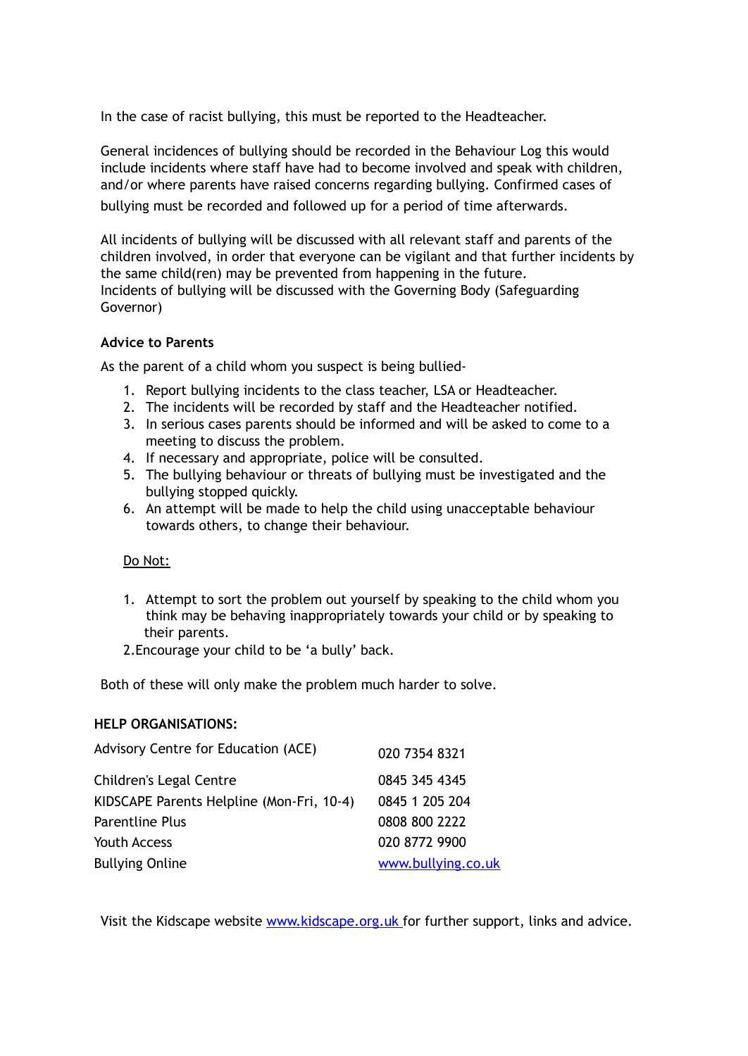In the case of racist bullying, this must be reported to the Headteacher.

General incidences of bullying should be recorded in the Behaviour Log this would include incidents where staff have had to become involved and speak with children, and/or where parents have raised concerns regarding bullying. Confirmed cases of bullying must be recorded and followed up for a period of time afterwards.

All incidents of bullying will be discussed with all relevant staff and parents of the children involved, in order that everyone can be vigilant and that further incidents by the same child(ren) may be prevented from happening in the future.
Incidents of bullying will be discussed with the Governing Body (Safeguarding Governor)

**Advice to Parents**

As the parent of a child whom you suspect is being bullied-

1. Report bullying incidents to the class teacher, LSA or Headteacher.
2. The incidents will be recorded by staff and the Headteacher notified.
3. In serious cases parents should be informed and will be asked to come to a meeting to discuss the problem.
4. If necessary and appropriate, police will be consulted.
5. The bullying behaviour or threats of bullying must be investigated and the bullying stopped quickly.
6. An attempt will be made to help the child using unacceptable behaviour towards others, to change their behaviour.

Do Not:

1. Attempt to sort the problem out yourself by speaking to the child whom you think may be behaving inappropriately towards your child or by speaking to their parents.
2. Encourage your child to be 'a bully' back.

Both of these will only make the problem much harder to solve.

**HELP ORGANISATIONS:**

| | |
|---|---|
| Advisory Centre for Education (ACE) | 020 7354 8321 |
| Children's Legal Centre | 0845 345 4345 |
| KIDSCAPE Parents Helpline (Mon-Fri, 10-4) | 0845 1 205 204 |
| Parentline Plus | 0808 800 2222 |
| Youth Access | 020 8772 9900 |
| Bullying Online | www.bullying.co.uk |

Visit the Kidscape website www.kidscape.org.uk for further support, links and advice.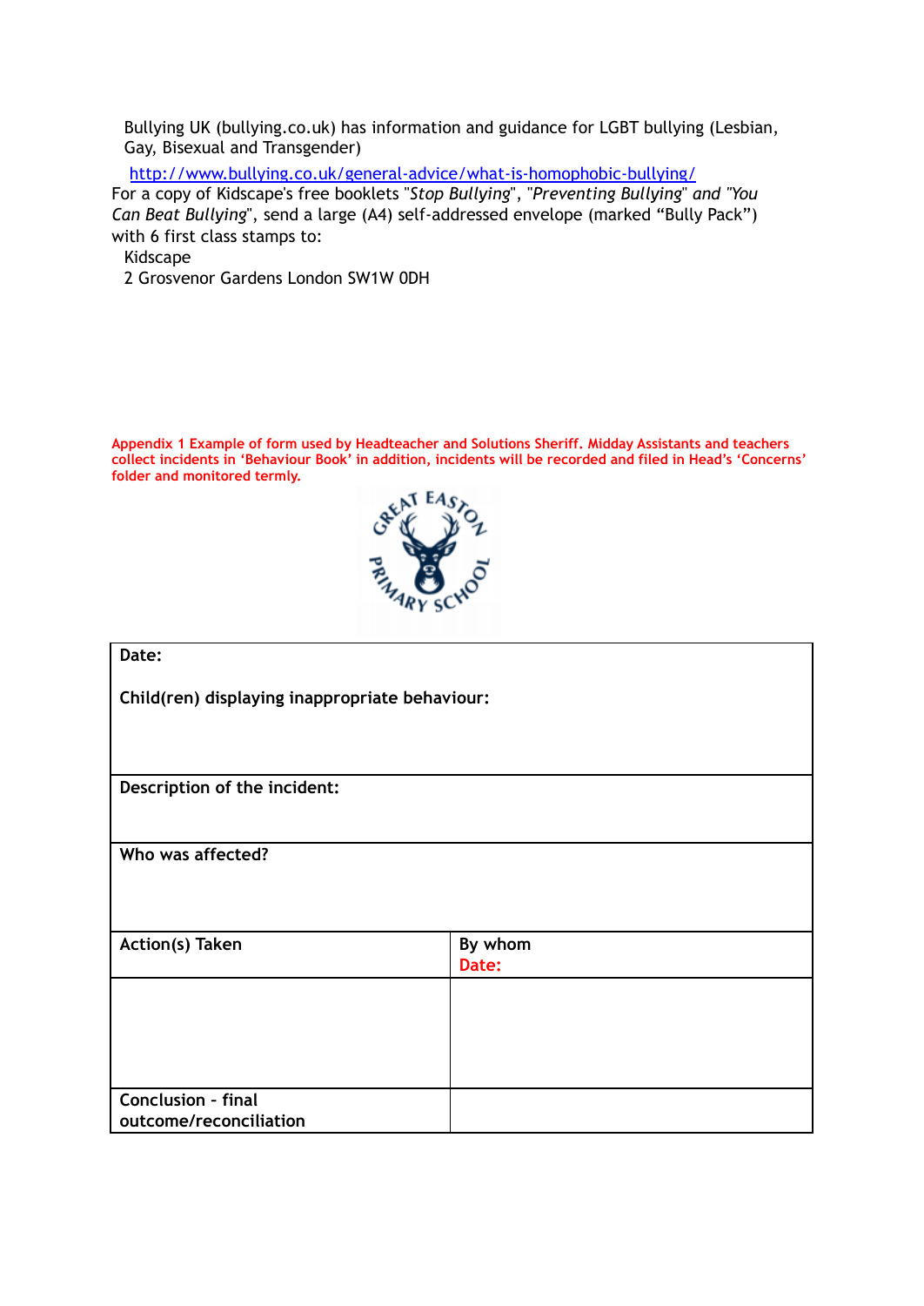Bullying UK (bullying.co.uk) has information and guidance for LGBT bullying (Lesbian, Gay, Bisexual and Transgender)

http://www.bullying.co.uk/general-advice/what-is-homophobic-bullying/

For a copy of Kidscape's free booklets "*Stop Bullying*", "*Preventing Bullying*" and "*You Can Beat Bullying*", send a large (A4) self-addressed envelope (marked "Bully Pack") with 6 first class stamps to:

Kidscape
2 Grosvenor Gardens London SW1W 0DH

**Appendix 1 Example of form used by Headteacher and Solutions Sheriff. Midday Assistants and teachers collect incidents in 'Behaviour Book' in addition, incidents will be recorded and filed in Head's 'Concerns' folder and monitored termly.**

GREAT EASTON PRIMARY SCHOOL

| | |
|---|---|
| **Date:**<br><br>**Child(ren) displaying inappropriate behaviour:** | |
| **Description of the incident:** | |
| **Who was affected?** | |
| **Action(s) Taken** | **By whom**<br>**Date:** |
| | |
| **Conclusion - final outcome/reconciliation** | |